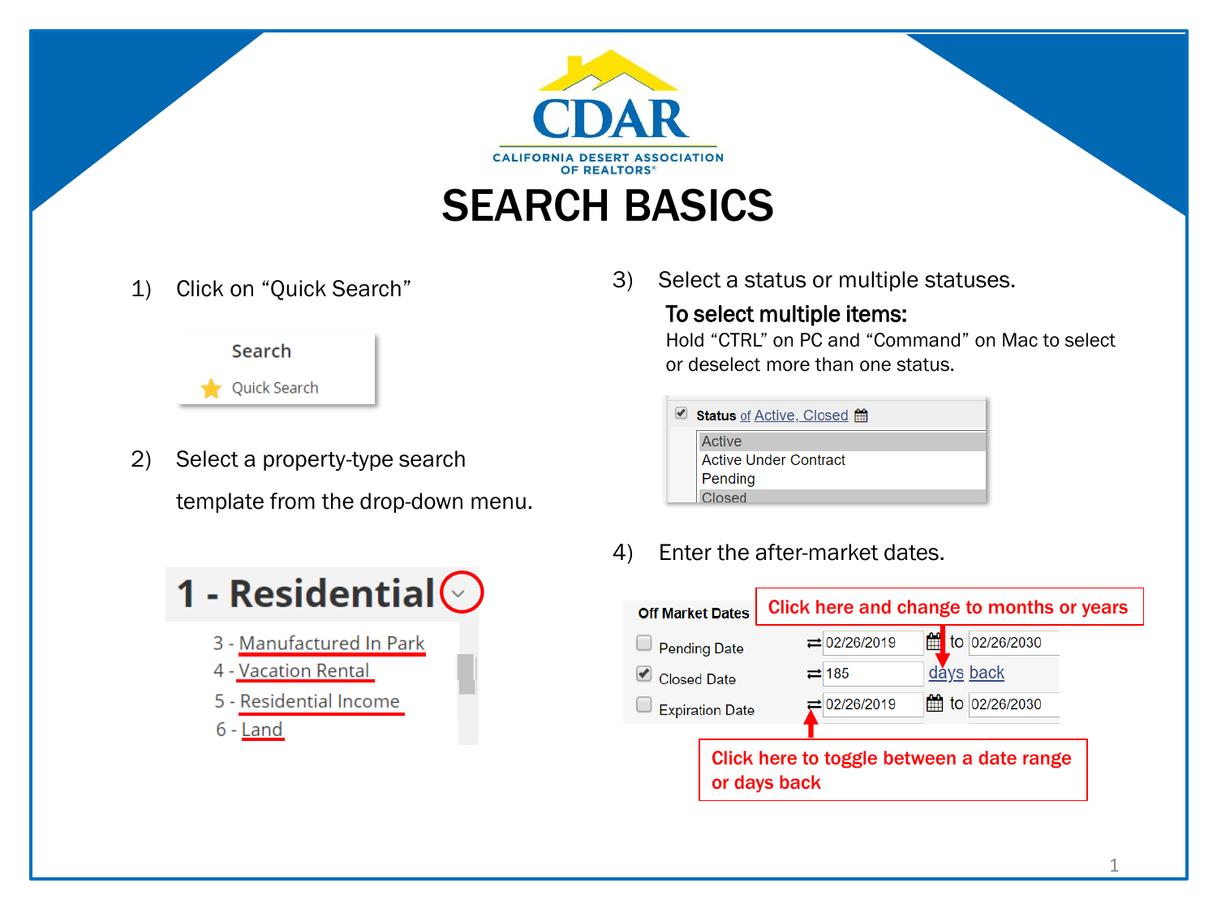CDAR

CALIFORNIA DESERT ASSOCIATION OF REALTORS®

# SEARCH BASICS

1) Click on "Quick Search"

Search

Quick Search

2) Select a property-type search template from the drop-down menu.

1 - Residential

3 - Manufactured In Park
4 - Vacation Rental
5 - Residential Income
6 - Land

3) Select a status or multiple statuses.

**To select multiple items:**
Hold "CTRL" on PC and "Command" on Mac to select or deselect more than one status.

Status of Active, Closed

Active
Active Under Contract
Pending
Closed

4) Enter the after-market dates.

Off Market Dates

**Click here and change to months or years**

| | | | | |
|---|---|---|---|---|
| Pending Date | 02/26/2019 | to | 02/26/2030 |
| Closed Date | 185 | days back | |
| Expiration Date | 02/26/2019 | to | 02/26/2030 |

**Click here to toggle between a date range or days back**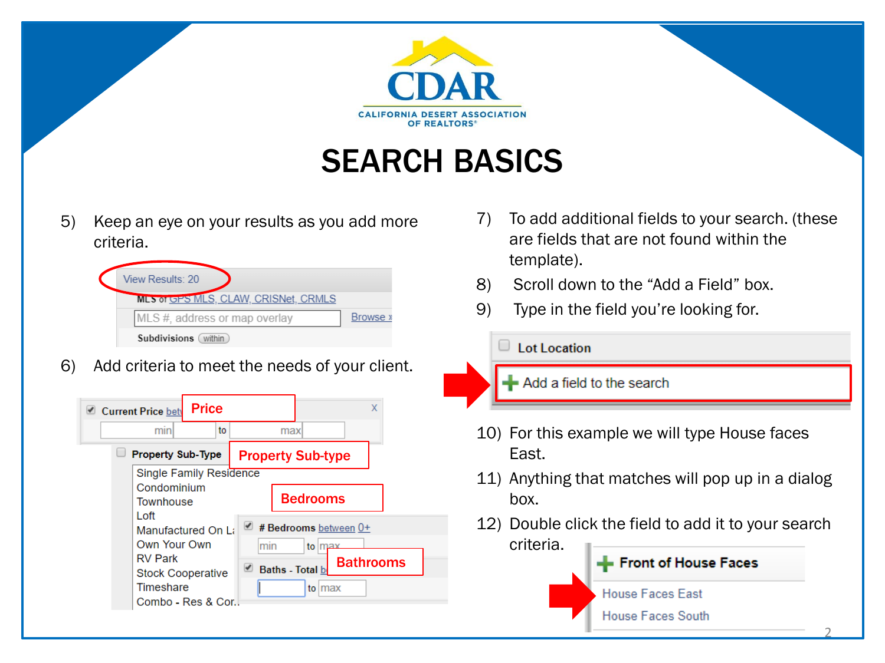CDAR

CALIFORNIA DESERT ASSOCIATION OF REALTORS®

# SEARCH BASICS

5) Keep an eye on your results as you add more criteria.

View Results: 20

MLS of GPS MLS, CLAW, CRISNet, CRMLS

MLS #, address or map overlay | Browse

Subdivisions (within)

6) Add criteria to meet the needs of your client.

Current Price between — **Price**

min to max

Property Sub-Type — **Property Sub-type**

Single Family Residence
Condominium
Townhouse
Loft
Manufactured On La...
Own Your Own
RV Park
Stock Cooperative
Timeshare
Combo - Res & Com...

**Bedrooms**

# Bedrooms between 0+

min to max

**Bathrooms**

Baths - Total between

to max

7) To add additional fields to your search. (these are fields that are not found within the template).

8) Scroll down to the “Add a Field” box.

9) Type in the field you’re looking for.

Lot Location

Add a field to the search

10) For this example we will type House faces East.

11) Anything that matches will pop up in a dialog box.

12) Double click the field to add it to your search criteria.

Front of House Faces

House Faces East

House Faces South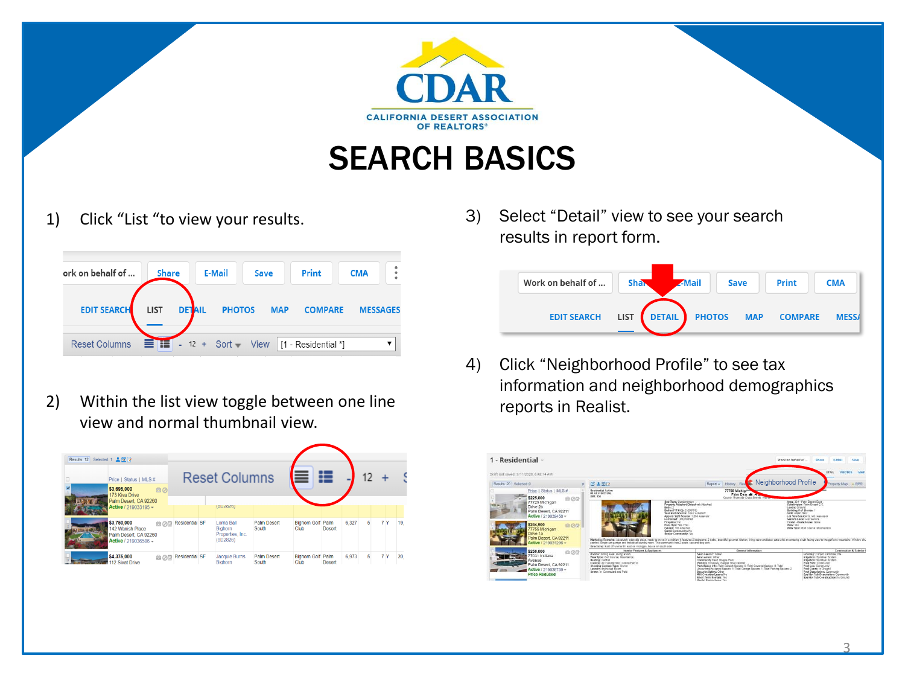# SEARCH BASICS

1) Click "List "to view your results.

2) Within the list view toggle between one line view and normal thumbnail view.

3) Select "Detail" view to see your search results in report form.

4) Click "Neighborhood Profile" to see tax information and neighborhood demographics reports in Realist.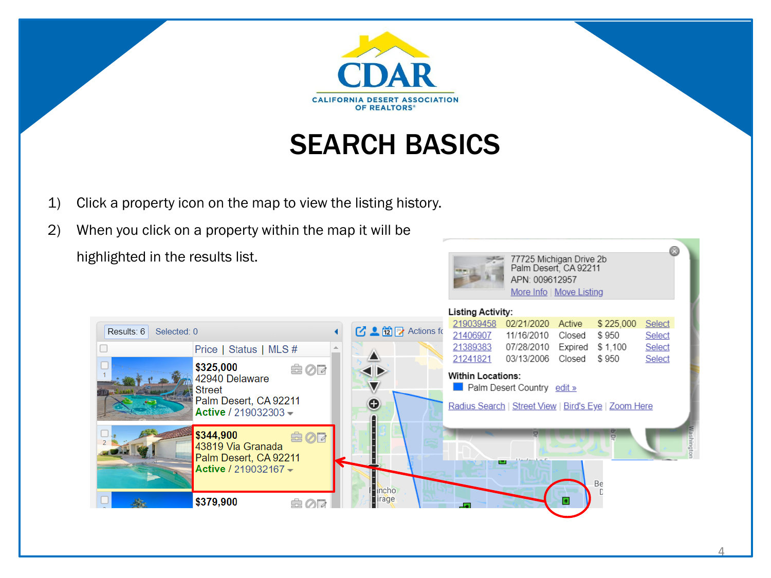# SEARCH BASICS

1) Click a property icon on the map to view the listing history.
2) When you click on a property within the map it will be highlighted in the results list.